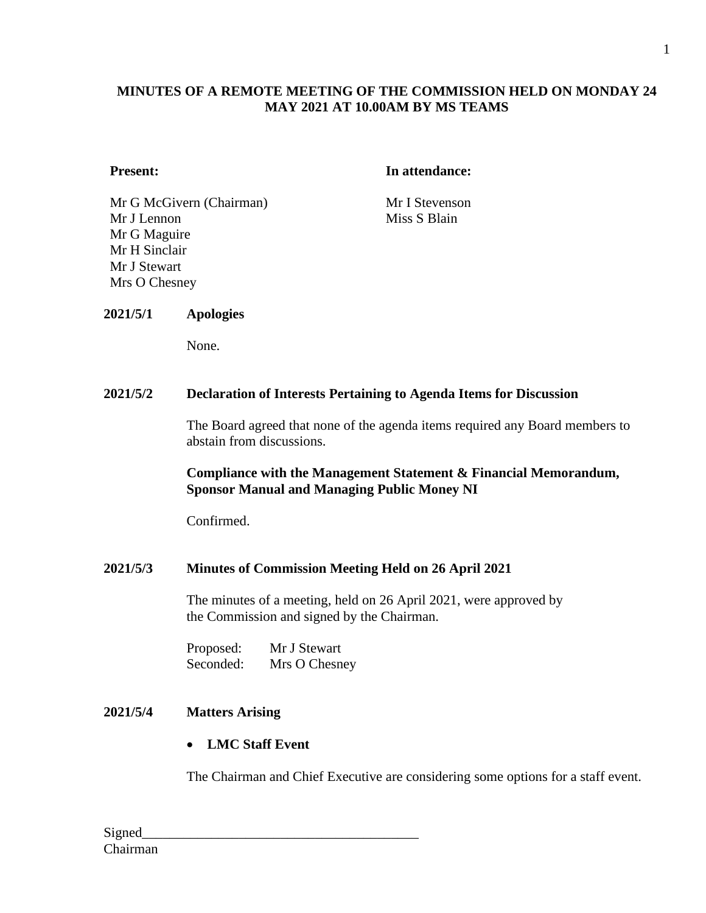# MINUTES OF A REMOTE MEETING OF THE COMMISSION HELD ON MONDAY 24 MAY 2021 AT 10.00AM BY MS TEAMS

| **Present:** | **In attendance:** |
|---|---|
| Mr G McGivern (Chairman) | Mr I Stevenson |
| Mr J Lennon | Miss S Blain |
| Mr G Maguire | |
| Mr H Sinclair | |
| Mr J Stewart | |
| Mrs O Chesney | |

**2021/5/1 Apologies**

None.

**2021/5/2 Declaration of Interests Pertaining to Agenda Items for Discussion**

The Board agreed that none of the agenda items required any Board members to abstain from discussions.

**Compliance with the Management Statement & Financial Memorandum, Sponsor Manual and Managing Public Money NI**

Confirmed.

**2021/5/3 Minutes of Commission Meeting Held on 26 April 2021**

The minutes of a meeting, held on 26 April 2021, were approved by the Commission and signed by the Chairman.

Proposed: Mr J Stewart
Seconded: Mrs O Chesney

**2021/5/4 Matters Arising**

- **LMC Staff Event**

The Chairman and Chief Executive are considering some options for a staff event.

Signed_______________________________________
Chairman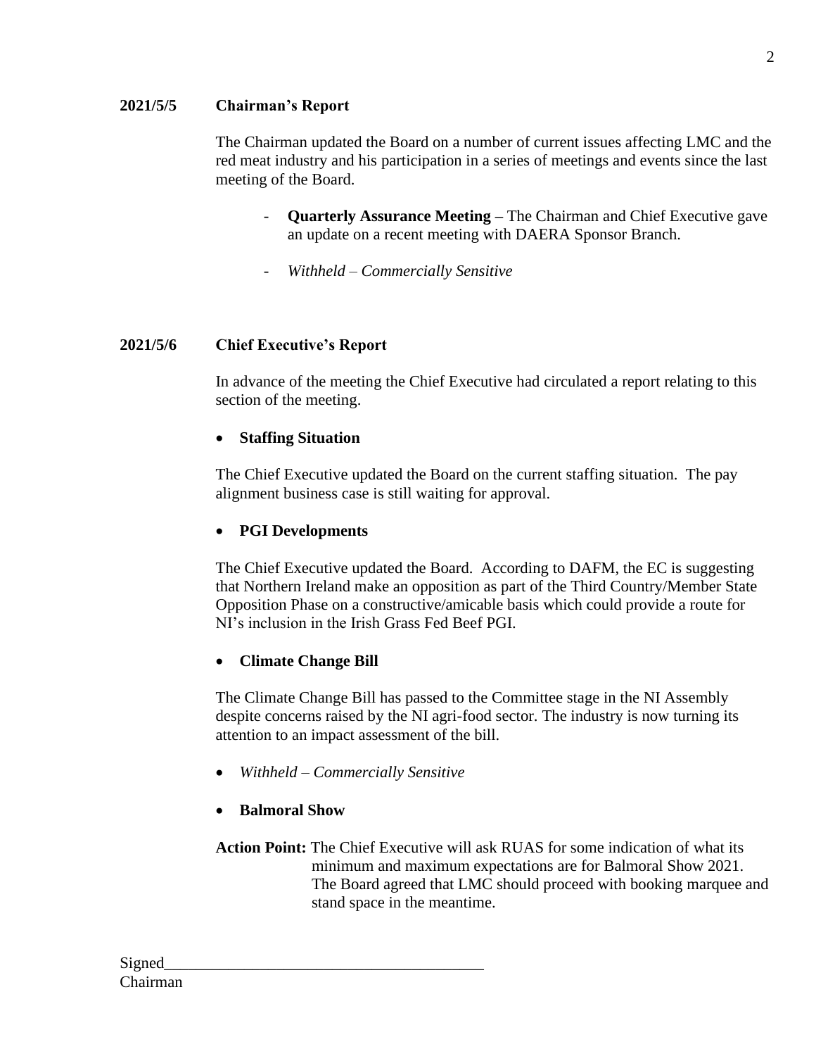**2021/5/5 Chairman's Report**

The Chairman updated the Board on a number of current issues affecting LMC and the red meat industry and his participation in a series of meetings and events since the last meeting of the Board.

- **Quarterly Assurance Meeting –** The Chairman and Chief Executive gave an update on a recent meeting with DAERA Sponsor Branch.
- *Withheld – Commercially Sensitive*

**2021/5/6 Chief Executive's Report**

In advance of the meeting the Chief Executive had circulated a report relating to this section of the meeting.

- **Staffing Situation**

The Chief Executive updated the Board on the current staffing situation. The pay alignment business case is still waiting for approval.

- **PGI Developments**

The Chief Executive updated the Board. According to DAFM, the EC is suggesting that Northern Ireland make an opposition as part of the Third Country/Member State Opposition Phase on a constructive/amicable basis which could provide a route for NI's inclusion in the Irish Grass Fed Beef PGI.

- **Climate Change Bill**

The Climate Change Bill has passed to the Committee stage in the NI Assembly despite concerns raised by the NI agri-food sector. The industry is now turning its attention to an impact assessment of the bill.

- *Withheld – Commercially Sensitive*
- **Balmoral Show**

**Action Point:** The Chief Executive will ask RUAS for some indication of what its minimum and maximum expectations are for Balmoral Show 2021. The Board agreed that LMC should proceed with booking marquee and stand space in the meantime.

Signed\_\_\_\_\_\_\_\_\_\_\_\_\_\_\_\_\_\_\_\_\_\_\_\_\_\_\_\_\_\_\_\_\_\_\_\_\_\_\_
Chairman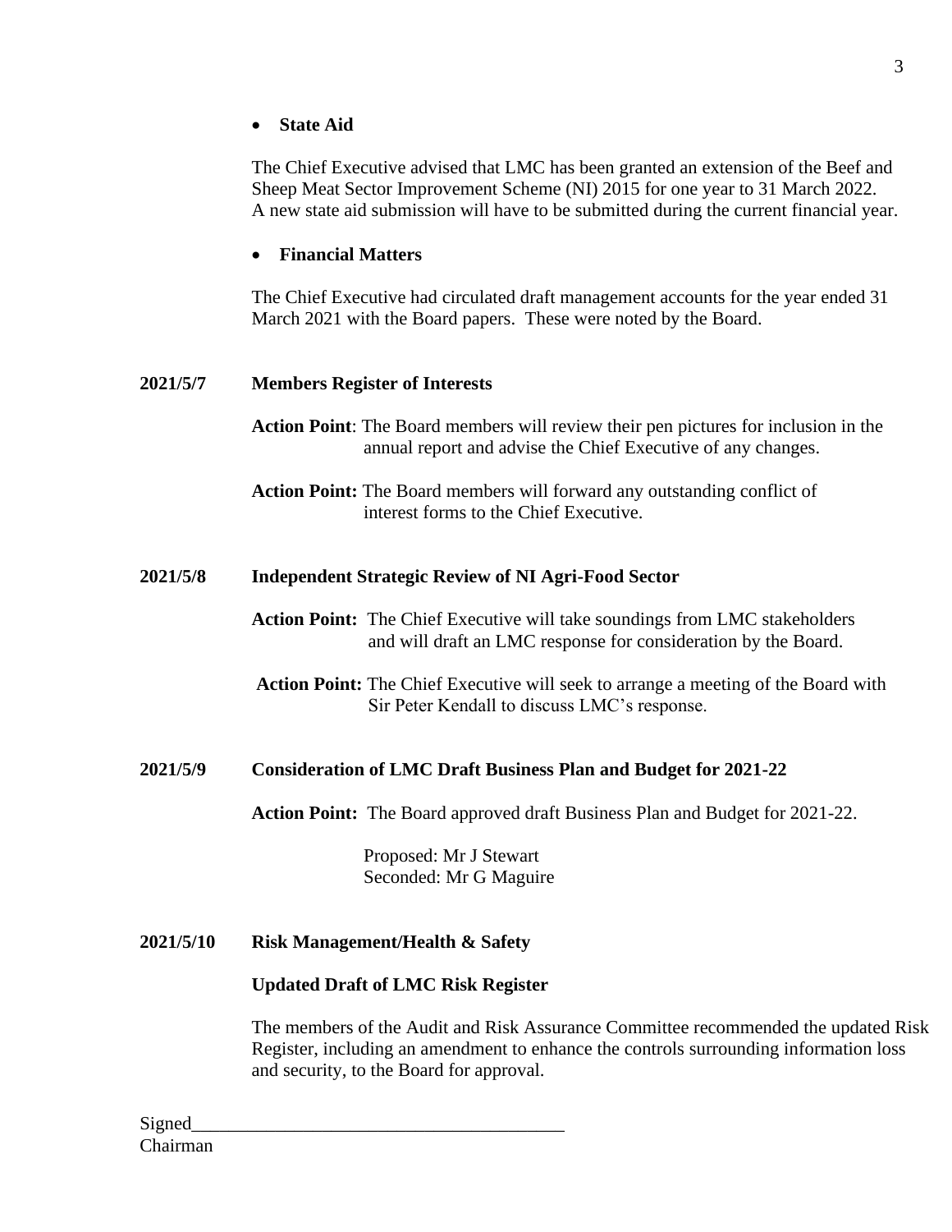- **State Aid**

The Chief Executive advised that LMC has been granted an extension of the Beef and Sheep Meat Sector Improvement Scheme (NI) 2015 for one year to 31 March 2022. A new state aid submission will have to be submitted during the current financial year.

- **Financial Matters**

The Chief Executive had circulated draft management accounts for the year ended 31 March 2021 with the Board papers. These were noted by the Board.

**2021/5/7 Members Register of Interests**

**Action Point**: The Board members will review their pen pictures for inclusion in the annual report and advise the Chief Executive of any changes.

**Action Point:** The Board members will forward any outstanding conflict of interest forms to the Chief Executive.

**2021/5/8 Independent Strategic Review of NI Agri-Food Sector**

**Action Point:** The Chief Executive will take soundings from LMC stakeholders and will draft an LMC response for consideration by the Board.

**Action Point:** The Chief Executive will seek to arrange a meeting of the Board with Sir Peter Kendall to discuss LMC's response.

**2021/5/9 Consideration of LMC Draft Business Plan and Budget for 2021-22**

**Action Point:** The Board approved draft Business Plan and Budget for 2021-22.

Proposed: Mr J Stewart
Seconded: Mr G Maguire

**2021/5/10 Risk Management/Health & Safety**

**Updated Draft of LMC Risk Register**

The members of the Audit and Risk Assurance Committee recommended the updated Risk Register, including an amendment to enhance the controls surrounding information loss and security, to the Board for approval.

Signed_______________________________________
Chairman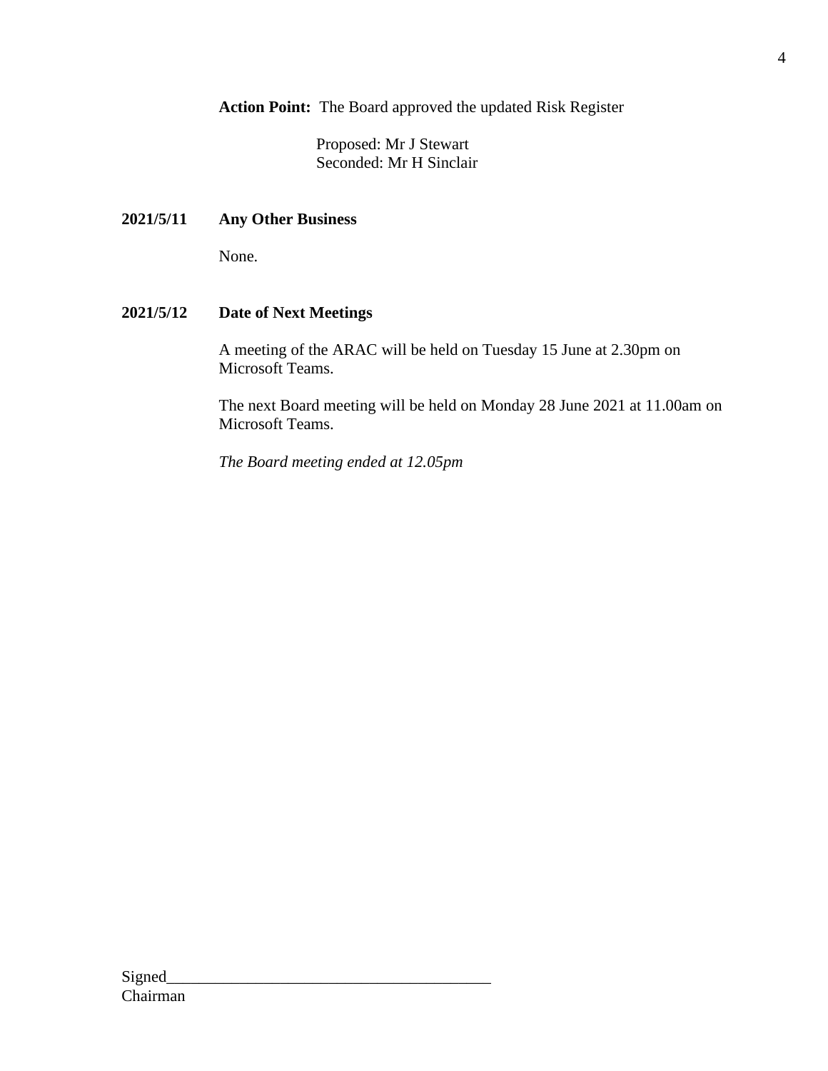**Action Point:** The Board approved the updated Risk Register

Proposed: Mr J Stewart
Seconded: Mr H Sinclair

**2021/5/11 Any Other Business**

None.

**2021/5/12 Date of Next Meetings**

A meeting of the ARAC will be held on Tuesday 15 June at 2.30pm on Microsoft Teams.

The next Board meeting will be held on Monday 28 June 2021 at 11.00am on Microsoft Teams.

*The Board meeting ended at 12.05pm*

Signed_______________________________________
Chairman